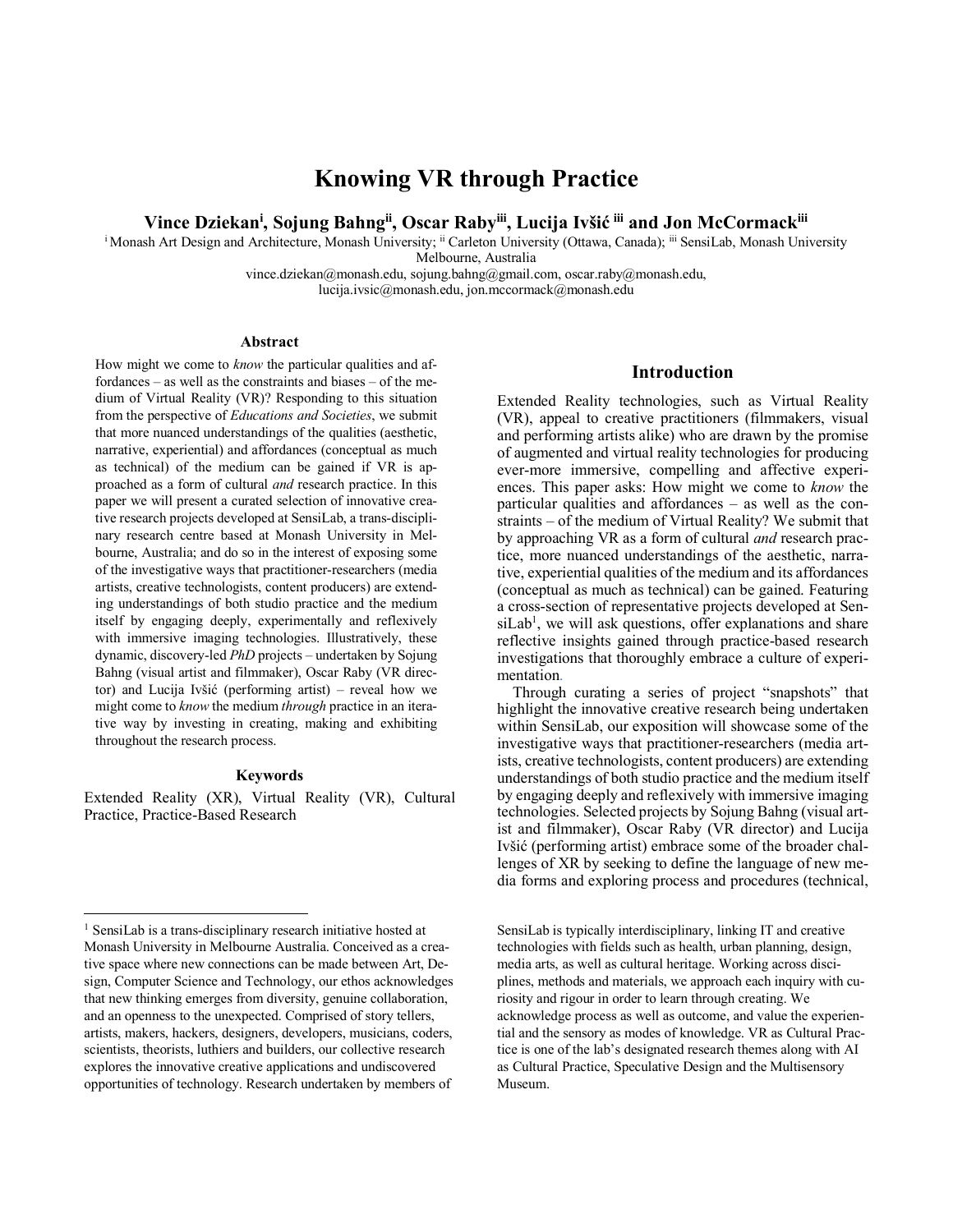# Knowing VR through Practice

**Vince Dziekan[i], Sojung Bahng[ii], Oscar Raby[iii], Lucija Ivšić [iii] and Jon McCormack[iii]**

[i] Monash Art Design and Architecture, Monash University; [ii] Carleton University (Ottawa, Canada); [iii] SensiLab, Monash University Melbourne, Australia

vince.dziekan@monash.edu, sojung.bahng@gmail.com, oscar.raby@monash.edu, lucija.ivsic@monash.edu, jon.mccormack@monash.edu

### Abstract

How might we come to *know* the particular qualities and affordances – as well as the constraints and biases – of the medium of Virtual Reality (VR)? Responding to this situation from the perspective of *Educations and Societies*, we submit that more nuanced understandings of the qualities (aesthetic, narrative, experiential) and affordances (conceptual as much as technical) of the medium can be gained if VR is approached as a form of cultural *and* research practice. In this paper we will present a curated selection of innovative creative research projects developed at SensiLab, a trans-disciplinary research centre based at Monash University in Melbourne, Australia; and do so in the interest of exposing some of the investigative ways that practitioner-researchers (media artists, creative technologists, content producers) are extending understandings of both studio practice and the medium itself by engaging deeply, experimentally and reflexively with immersive imaging technologies. Illustratively, these dynamic, discovery-led *PhD* projects – undertaken by Sojung Bahng (visual artist and filmmaker), Oscar Raby (VR director) and Lucija Ivšić (performing artist) – reveal how we might come to *know* the medium *through* practice in an iterative way by investing in creating, making and exhibiting throughout the research process.

### Keywords

Extended Reality (XR), Virtual Reality (VR), Cultural Practice, Practice-Based Research

## Introduction

Extended Reality technologies, such as Virtual Reality (VR), appeal to creative practitioners (filmmakers, visual and performing artists alike) who are drawn by the promise of augmented and virtual reality technologies for producing ever-more immersive, compelling and affective experiences. This paper asks: How might we come to *know* the particular qualities and affordances – as well as the constraints – of the medium of Virtual Reality? We submit that by approaching VR as a form of cultural *and* research practice, more nuanced understandings of the aesthetic, narrative, experiential qualities of the medium and its affordances (conceptual as much as technical) can be gained. Featuring a cross-section of representative projects developed at SensiLab[1], we will ask questions, offer explanations and share reflective insights gained through practice-based research investigations that thoroughly embrace a culture of experimentation.

Through curating a series of project "snapshots" that highlight the innovative creative research being undertaken within SensiLab, our exposition will showcase some of the investigative ways that practitioner-researchers (media artists, creative technologists, content producers) are extending understandings of both studio practice and the medium itself by engaging deeply and reflexively with immersive imaging technologies. Selected projects by Sojung Bahng (visual artist and filmmaker), Oscar Raby (VR director) and Lucija Ivšić (performing artist) embrace some of the broader challenges of XR by seeking to define the language of new media forms and exploring process and procedures (technical,

[1] SensiLab is a trans-disciplinary research initiative hosted at Monash University in Melbourne Australia. Conceived as a creative space where new connections can be made between Art, Design, Computer Science and Technology, our ethos acknowledges that new thinking emerges from diversity, genuine collaboration, and an openness to the unexpected. Comprised of story tellers, artists, makers, hackers, designers, developers, musicians, coders, scientists, theorists, luthiers and builders, our collective research explores the innovative creative applications and undiscovered opportunities of technology. Research undertaken by members of SensiLab is typically interdisciplinary, linking IT and creative technologies with fields such as health, urban planning, design, media arts, as well as cultural heritage. Working across disciplines, methods and materials, we approach each inquiry with curiosity and rigour in order to learn through creating. We acknowledge process as well as outcome, and value the experiential and the sensory as modes of knowledge. VR as Cultural Practice is one of the lab's designated research themes along with AI as Cultural Practice, Speculative Design and the Multisensory Museum.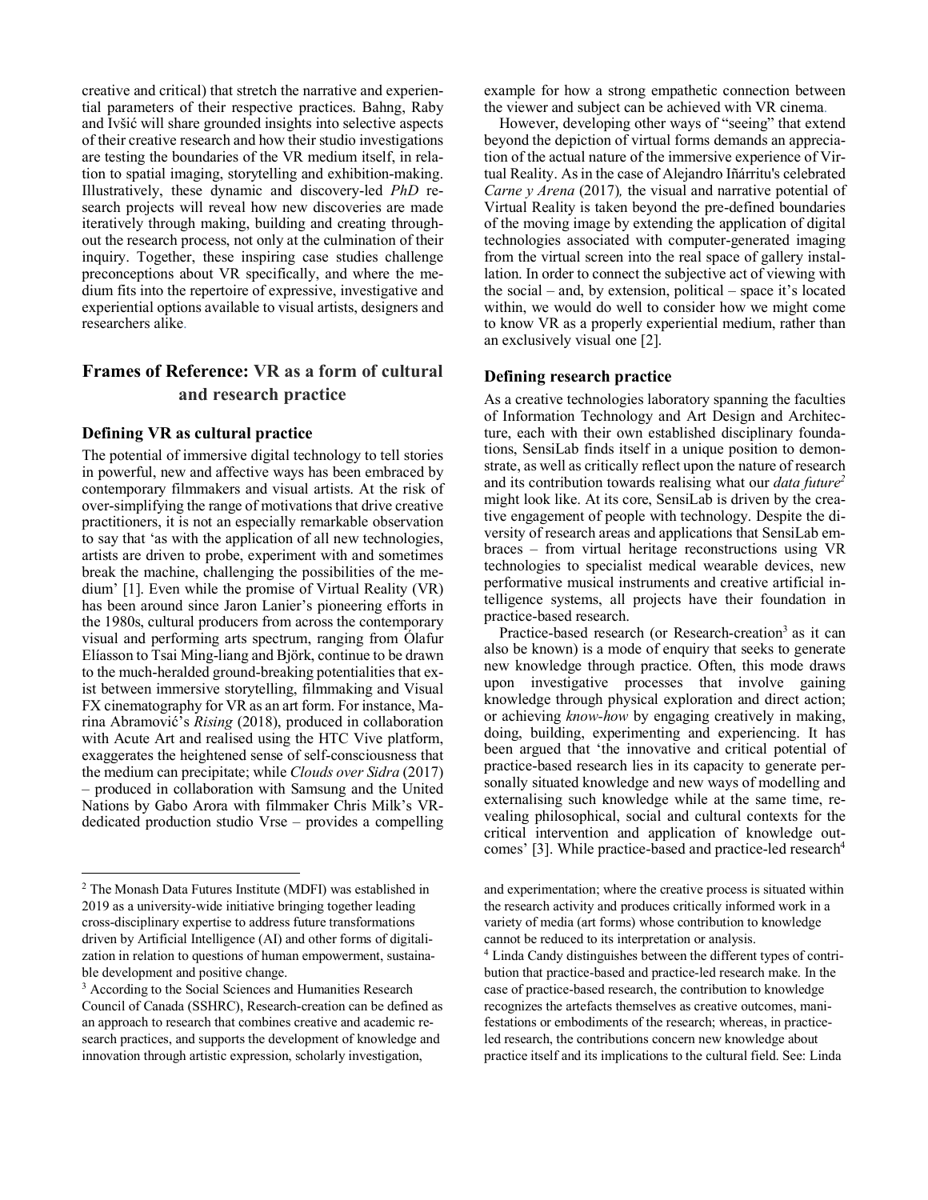creative and critical) that stretch the narrative and experiential parameters of their respective practices. Bahng, Raby and Ivšić will share grounded insights into selective aspects of their creative research and how their studio investigations are testing the boundaries of the VR medium itself, in relation to spatial imaging, storytelling and exhibition-making. Illustratively, these dynamic and discovery-led *PhD* research projects will reveal how new discoveries are made iteratively through making, building and creating throughout the research process, not only at the culmination of their inquiry. Together, these inspiring case studies challenge preconceptions about VR specifically, and where the medium fits into the repertoire of expressive, investigative and experiential options available to visual artists, designers and researchers alike.

## Frames of Reference: VR as a form of cultural and research practice

### Defining VR as cultural practice

The potential of immersive digital technology to tell stories in powerful, new and affective ways has been embraced by contemporary filmmakers and visual artists. At the risk of over-simplifying the range of motivations that drive creative practitioners, it is not an especially remarkable observation to say that 'as with the application of all new technologies, artists are driven to probe, experiment with and sometimes break the machine, challenging the possibilities of the medium' [1]. Even while the promise of Virtual Reality (VR) has been around since Jaron Lanier's pioneering efforts in the 1980s, cultural producers from across the contemporary visual and performing arts spectrum, ranging from Ólafur Elíasson to Tsai Ming-liang and Björk, continue to be drawn to the much-heralded ground-breaking potentialities that exist between immersive storytelling, filmmaking and Visual FX cinematography for VR as an art form. For instance, Marina Abramović's *Rising* (2018), produced in collaboration with Acute Art and realised using the HTC Vive platform, exaggerates the heightened sense of self-consciousness that the medium can precipitate; while *Clouds over Sidra* (2017) – produced in collaboration with Samsung and the United Nations by Gabo Arora with filmmaker Chris Milk's VR-dedicated production studio Vrse – provides a compelling example for how a strong empathetic connection between the viewer and subject can be achieved with VR cinema.

However, developing other ways of "seeing" that extend beyond the depiction of virtual forms demands an appreciation of the actual nature of the immersive experience of Virtual Reality. As in the case of Alejandro Iñárritu's celebrated *Carne y Arena* (2017), the visual and narrative potential of Virtual Reality is taken beyond the pre-defined boundaries of the moving image by extending the application of digital technologies associated with computer-generated imaging from the virtual screen into the real space of gallery installation. In order to connect the subjective act of viewing with the social – and, by extension, political – space it's located within, we would do well to consider how we might come to know VR as a properly experiential medium, rather than an exclusively visual one [2].

### Defining research practice

As a creative technologies laboratory spanning the faculties of Information Technology and Art Design and Architecture, each with their own established disciplinary foundations, SensiLab finds itself in a unique position to demonstrate, as well as critically reflect upon the nature of research and its contribution towards realising what our *data future*[2] might look like. At its core, SensiLab is driven by the creative engagement of people with technology. Despite the diversity of research areas and applications that SensiLab embraces – from virtual heritage reconstructions using VR technologies to specialist medical wearable devices, new performative musical instruments and creative artificial intelligence systems, all projects have their foundation in practice-based research.

Practice-based research (or Research-creation[3] as it can also be known) is a mode of enquiry that seeks to generate new knowledge through practice. Often, this mode draws upon investigative processes that involve gaining knowledge through physical exploration and direct action; or achieving *know-how* by engaging creatively in making, doing, building, experimenting and experiencing. It has been argued that 'the innovative and critical potential of practice-based research lies in its capacity to generate personally situated knowledge and new ways of modelling and externalising such knowledge while at the same time, revealing philosophical, social and cultural contexts for the critical intervention and application of knowledge outcomes' [3]. While practice-based and practice-led research[4]

---

[2] The Monash Data Futures Institute (MDFI) was established in 2019 as a university-wide initiative bringing together leading cross-disciplinary expertise to address future transformations driven by Artificial Intelligence (AI) and other forms of digitalization in relation to questions of human empowerment, sustainable development and positive change.

[3] According to the Social Sciences and Humanities Research Council of Canada (SSHRC), Research-creation can be defined as an approach to research that combines creative and academic research practices, and supports the development of knowledge and innovation through artistic expression, scholarly investigation, and experimentation; where the creative process is situated within the research activity and produces critically informed work in a variety of media (art forms) whose contribution to knowledge cannot be reduced to its interpretation or analysis.

[4] Linda Candy distinguishes between the different types of contribution that practice-based and practice-led research make. In the case of practice-based research, the contribution to knowledge recognizes the artefacts themselves as creative outcomes, manifestations or embodiments of the research; whereas, in practice-led research, the contributions concern new knowledge about practice itself and its implications to the cultural field. See: Linda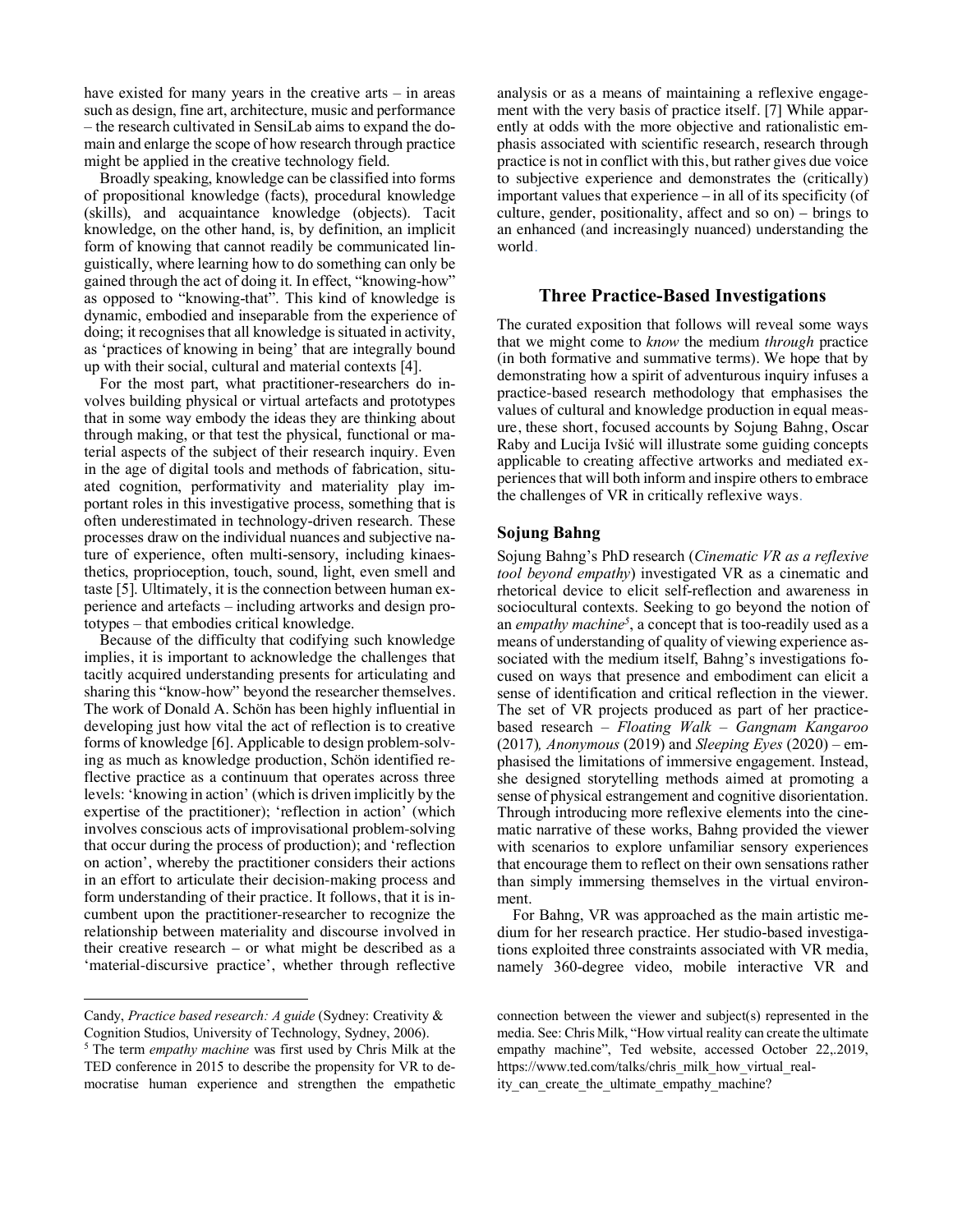have existed for many years in the creative arts – in areas such as design, fine art, architecture, music and performance – the research cultivated in SensiLab aims to expand the domain and enlarge the scope of how research through practice might be applied in the creative technology field.

Broadly speaking, knowledge can be classified into forms of propositional knowledge (facts), procedural knowledge (skills), and acquaintance knowledge (objects). Tacit knowledge, on the other hand, is, by definition, an implicit form of knowing that cannot readily be communicated linguistically, where learning how to do something can only be gained through the act of doing it. In effect, "knowing-how" as opposed to "knowing-that". This kind of knowledge is dynamic, embodied and inseparable from the experience of doing; it recognises that all knowledge is situated in activity, as 'practices of knowing in being' that are integrally bound up with their social, cultural and material contexts [4].

For the most part, what practitioner-researchers do involves building physical or virtual artefacts and prototypes that in some way embody the ideas they are thinking about through making, or that test the physical, functional or material aspects of the subject of their research inquiry. Even in the age of digital tools and methods of fabrication, situated cognition, performativity and materiality play important roles in this investigative process, something that is often underestimated in technology-driven research. These processes draw on the individual nuances and subjective nature of experience, often multi-sensory, including kinaesthetics, proprioception, touch, sound, light, even smell and taste [5]. Ultimately, it is the connection between human experience and artefacts – including artworks and design prototypes – that embodies critical knowledge.

Because of the difficulty that codifying such knowledge implies, it is important to acknowledge the challenges that tacitly acquired understanding presents for articulating and sharing this "know-how" beyond the researcher themselves. The work of Donald A. Schön has been highly influential in developing just how vital the act of reflection is to creative forms of knowledge [6]. Applicable to design problem-solving as much as knowledge production, Schön identified reflective practice as a continuum that operates across three levels: 'knowing in action' (which is driven implicitly by the expertise of the practitioner); 'reflection in action' (which involves conscious acts of improvisational problem-solving that occur during the process of production); and 'reflection on action', whereby the practitioner considers their actions in an effort to articulate their decision-making process and form understanding of their practice. It follows, that it is incumbent upon the practitioner-researcher to recognize the relationship between materiality and discourse involved in their creative research – or what might be described as a 'material-discursive practice', whether through reflective analysis or as a means of maintaining a reflexive engagement with the very basis of practice itself. [7] While apparently at odds with the more objective and rationalistic emphasis associated with scientific research, research through practice is not in conflict with this, but rather gives due voice to subjective experience and demonstrates the (critically) important values that experience – in all of its specificity (of culture, gender, positionality, affect and so on) – brings to an enhanced (and increasingly nuanced) understanding the world.

## Three Practice-Based Investigations

The curated exposition that follows will reveal some ways that we might come to *know* the medium *through* practice (in both formative and summative terms). We hope that by demonstrating how a spirit of adventurous inquiry infuses a practice-based research methodology that emphasises the values of cultural and knowledge production in equal measure, these short, focused accounts by Sojung Bahng, Oscar Raby and Lucija Ivšić will illustrate some guiding concepts applicable to creating affective artworks and mediated experiences that will both inform and inspire others to embrace the challenges of VR in critically reflexive ways.

### Sojung Bahng

Sojung Bahng's PhD research (*Cinematic VR as a reflexive tool beyond empathy*) investigated VR as a cinematic and rhetorical device to elicit self-reflection and awareness in sociocultural contexts. Seeking to go beyond the notion of an *empathy machine*[5], a concept that is too-readily used as a means of understanding of quality of viewing experience associated with the medium itself, Bahng's investigations focused on ways that presence and embodiment can elicit a sense of identification and critical reflection in the viewer. The set of VR projects produced as part of her practice-based research – *Floating Walk – Gangnam Kangaroo* (2017)*, Anonymous* (2019) and *Sleeping Eyes* (2020) – emphasised the limitations of immersive engagement. Instead, she designed storytelling methods aimed at promoting a sense of physical estrangement and cognitive disorientation. Through introducing more reflexive elements into the cinematic narrative of these works, Bahng provided the viewer with scenarios to explore unfamiliar sensory experiences that encourage them to reflect on their own sensations rather than simply immersing themselves in the virtual environment.

For Bahng, VR was approached as the main artistic medium for her research practice. Her studio-based investigations exploited three constraints associated with VR media, namely 360-degree video, mobile interactive VR and

---

Candy, *Practice based research: A guide* (Sydney: Creativity & Cognition Studios, University of Technology, Sydney, 2006).

[5] The term *empathy machine* was first used by Chris Milk at the TED conference in 2015 to describe the propensity for VR to democratise human experience and strengthen the empathetic connection between the viewer and subject(s) represented in the media. See: Chris Milk, "How virtual reality can create the ultimate empathy machine", Ted website, accessed October 22,.2019, https://www.ted.com/talks/chris_milk_how_virtual_reality_can_create_the_ultimate_empathy_machine?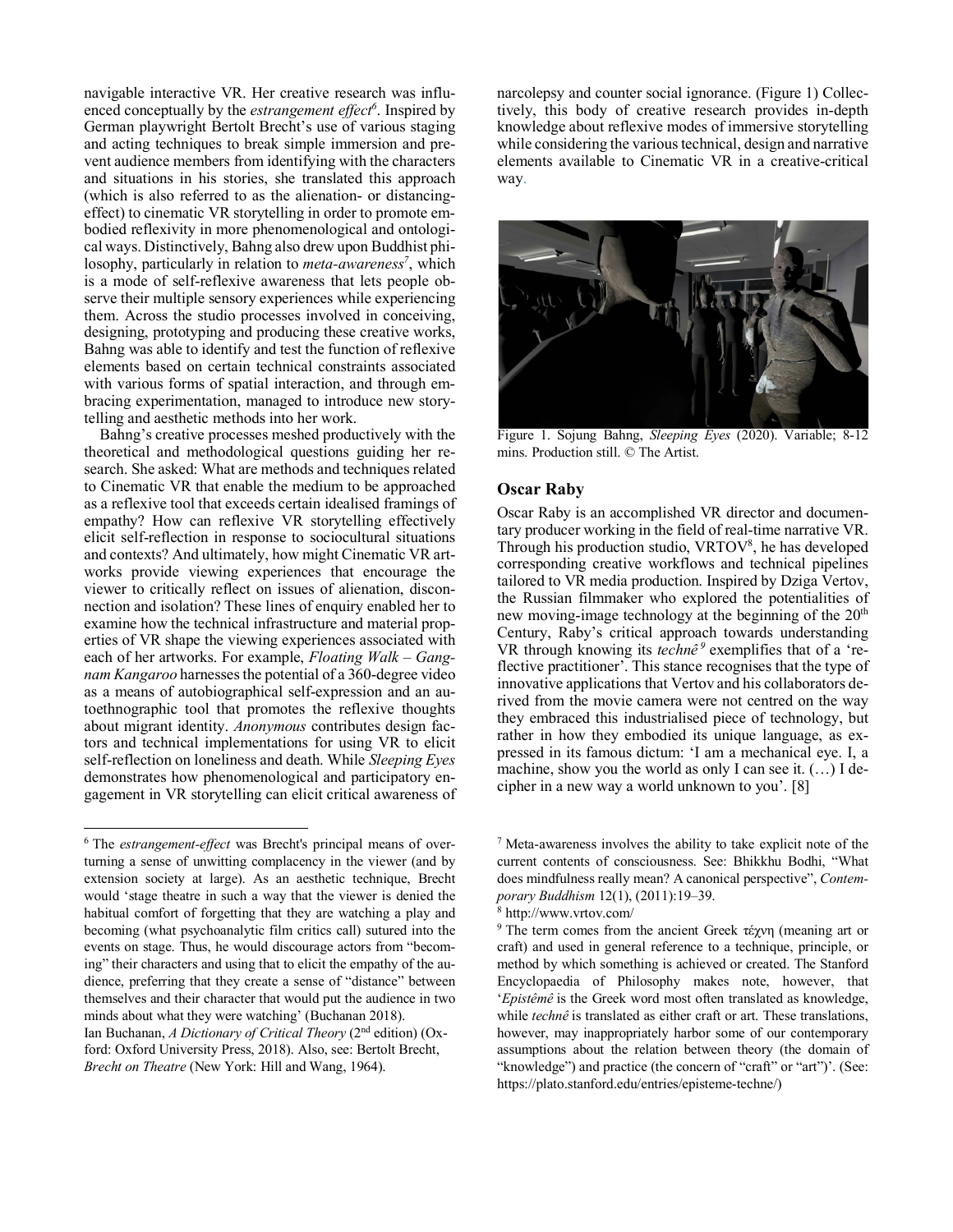navigable interactive VR. Her creative research was influenced conceptually by the *estrangement effect*[6]. Inspired by German playwright Bertolt Brecht's use of various staging and acting techniques to break simple immersion and prevent audience members from identifying with the characters and situations in his stories, she translated this approach (which is also referred to as the alienation- or distancing-effect) to cinematic VR storytelling in order to promote embodied reflexivity in more phenomenological and ontological ways. Distinctively, Bahng also drew upon Buddhist philosophy, particularly in relation to *meta-awareness*[7], which is a mode of self-reflexive awareness that lets people observe their multiple sensory experiences while experiencing them. Across the studio processes involved in conceiving, designing, prototyping and producing these creative works, Bahng was able to identify and test the function of reflexive elements based on certain technical constraints associated with various forms of spatial interaction, and through embracing experimentation, managed to introduce new storytelling and aesthetic methods into her work.

Bahng's creative processes meshed productively with the theoretical and methodological questions guiding her research. She asked: What are methods and techniques related to Cinematic VR that enable the medium to be approached as a reflexive tool that exceeds certain idealised framings of empathy? How can reflexive VR storytelling effectively elicit self-reflection in response to sociocultural situations and contexts? And ultimately, how might Cinematic VR artworks provide viewing experiences that encourage the viewer to critically reflect on issues of alienation, disconnection and isolation? These lines of enquiry enabled her to examine how the technical infrastructure and material properties of VR shape the viewing experiences associated with each of her artworks. For example, *Floating Walk – Gangnam Kangaroo* harnesses the potential of a 360-degree video as a means of autobiographical self-expression and an autoethnographic tool that promotes the reflexive thoughts about migrant identity. *Anonymous* contributes design factors and technical implementations for using VR to elicit self-reflection on loneliness and death. While *Sleeping Eyes* demonstrates how phenomenological and participatory engagement in VR storytelling can elicit critical awareness of narcolepsy and counter social ignorance. (Figure 1) Collectively, this body of creative research provides in-depth knowledge about reflexive modes of immersive storytelling while considering the various technical, design and narrative elements available to Cinematic VR in a creative-critical way.

Figure 1. Sojung Bahng, *Sleeping Eyes* (2020). Variable; 8-12 mins. Production still. © The Artist.

### Oscar Raby

Oscar Raby is an accomplished VR director and documentary producer working in the field of real-time narrative VR. Through his production studio, VRTOV[8], he has developed corresponding creative workflows and technical pipelines tailored to VR media production. Inspired by Dziga Vertov, the Russian filmmaker who explored the potentialities of new moving-image technology at the beginning of the 20th Century, Raby's critical approach towards understanding VR through knowing its *technê*[9] exemplifies that of a 'reflective practitioner'. This stance recognises that the type of innovative applications that Vertov and his collaborators derived from the movie camera were not centred on the way they embraced this industrialised piece of technology, but rather in how they embodied its unique language, as expressed in its famous dictum: 'I am a mechanical eye. I, a machine, show you the world as only I can see it. (…) I decipher in a new way a world unknown to you'. [8]

---

[6] The *estrangement-effect* was Brecht's principal means of overturning a sense of unwitting complacency in the viewer (and by extension society at large). As an aesthetic technique, Brecht would 'stage theatre in such a way that the viewer is denied the habitual comfort of forgetting that they are watching a play and becoming (what psychoanalytic film critics call) sutured into the events on stage. Thus, he would discourage actors from "becoming" their characters and using that to elicit the empathy of the audience, preferring that they create a sense of "distance" between themselves and their character that would put the audience in two minds about what they were watching' (Buchanan 2018).
Ian Buchanan, *A Dictionary of Critical Theory* (2nd edition) (Oxford: Oxford University Press, 2018). Also, see: Bertolt Brecht, *Brecht on Theatre* (New York: Hill and Wang, 1964).

[7] Meta-awareness involves the ability to take explicit note of the current contents of consciousness. See: Bhikkhu Bodhi, "What does mindfulness really mean? A canonical perspective", *Contemporary Buddhism* 12(1), (2011):19–39.

[8] http://www.vrtov.com/

[9] The term comes from the ancient Greek τέχνη (meaning art or craft) and used in general reference to a technique, principle, or method by which something is achieved or created. The Stanford Encyclopaedia of Philosophy makes note, however, that '*Epistêmê* is the Greek word most often translated as knowledge, while *technê* is translated as either craft or art. These translations, however, may inappropriately harbor some of our contemporary assumptions about the relation between theory (the domain of "knowledge") and practice (the concern of "craft" or "art")'. (See: https://plato.stanford.edu/entries/episteme-techne/)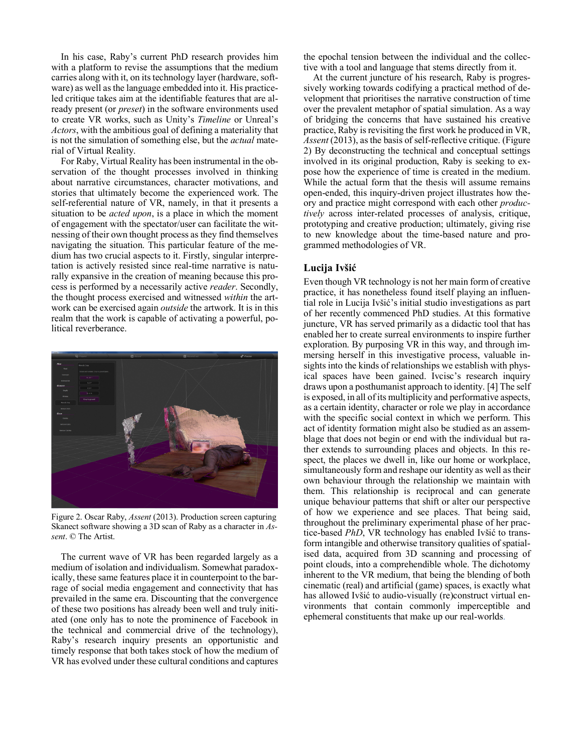In his case, Raby's current PhD research provides him with a platform to revise the assumptions that the medium carries along with it, on its technology layer (hardware, software) as well as the language embedded into it. His practice-led critique takes aim at the identifiable features that are already present (or *preset*) in the software environments used to create VR works, such as Unity's *Timeline* or Unreal's *Actors*, with the ambitious goal of defining a materiality that is not the simulation of something else, but the *actual* material of Virtual Reality.

For Raby, Virtual Reality has been instrumental in the observation of the thought processes involved in thinking about narrative circumstances, character motivations, and stories that ultimately become the experienced work. The self-referential nature of VR, namely, in that it presents a situation to be *acted upon*, is a place in which the moment of engagement with the spectator/user can facilitate the witnessing of their own thought process as they find themselves navigating the situation. This particular feature of the medium has two crucial aspects to it. Firstly, singular interpretation is actively resisted since real-time narrative is naturally expansive in the creation of meaning because this process is performed by a necessarily active *reader*. Secondly, the thought process exercised and witnessed *within* the artwork can be exercised again *outside* the artwork. It is in this realm that the work is capable of activating a powerful, political reverberance.

Figure 2. Oscar Raby, *Assent* (2013). Production screen capturing Skanect software showing a 3D scan of Raby as a character in *Assent*. © The Artist.

The current wave of VR has been regarded largely as a medium of isolation and individualism. Somewhat paradoxically, these same features place it in counterpoint to the barrage of social media engagement and connectivity that has prevailed in the same era. Discounting that the convergence of these two positions has already been well and truly initiated (one only has to note the prominence of Facebook in the technical and commercial drive of the technology), Raby's research inquiry presents an opportunistic and timely response that both takes stock of how the medium of VR has evolved under these cultural conditions and captures the epochal tension between the individual and the collective with a tool and language that stems directly from it.

At the current juncture of his research, Raby is progressively working towards codifying a practical method of development that prioritises the narrative construction of time over the prevalent metaphor of spatial simulation. As a way of bridging the concerns that have sustained his creative practice, Raby is revisiting the first work he produced in VR, *Assent* (2013), as the basis of self-reflective critique. (Figure 2) By deconstructing the technical and conceptual settings involved in its original production, Raby is seeking to expose how the experience of time is created in the medium. While the actual form that the thesis will assume remains open-ended, this inquiry-driven project illustrates how theory and practice might correspond with each other *productively* across inter-related processes of analysis, critique, prototyping and creative production; ultimately, giving rise to new knowledge about the time-based nature and programmed methodologies of VR.

## Lucija Ivšić

Even though VR technology is not her main form of creative practice, it has nonetheless found itself playing an influential role in Lucija Ivšić's initial studio investigations as part of her recently commenced PhD studies. At this formative juncture, VR has served primarily as a didactic tool that has enabled her to create surreal environments to inspire further exploration. By purposing VR in this way, and through immersing herself in this investigative process, valuable insights into the kinds of relationships we establish with physical spaces have been gained. Ivcisc's research inquiry draws upon a posthumanist approach to identity. [4] The self is exposed, in all of its multiplicity and performative aspects, as a certain identity, character or role we play in accordance with the specific social context in which we perform. This act of identity formation might also be studied as an assemblage that does not begin or end with the individual but rather extends to surrounding places and objects. In this respect, the places we dwell in, like our home or workplace, simultaneously form and reshape our identity as well as their own behaviour through the relationship we maintain with them. This relationship is reciprocal and can generate unique behaviour patterns that shift or alter our perspective of how we experience and see places. That being said, throughout the preliminary experimental phase of her practice-based *PhD*, VR technology has enabled Ivšić to transform intangible and otherwise transitory qualities of spatialised data, acquired from 3D scanning and processing of point clouds, into a comprehendible whole. The dichotomy inherent to the VR medium, that being the blending of both cinematic (real) and artificial (game) spaces, is exactly what has allowed Ivšić to audio-visually (re)construct virtual environments that contain commonly imperceptible and ephemeral constituents that make up our real-worlds.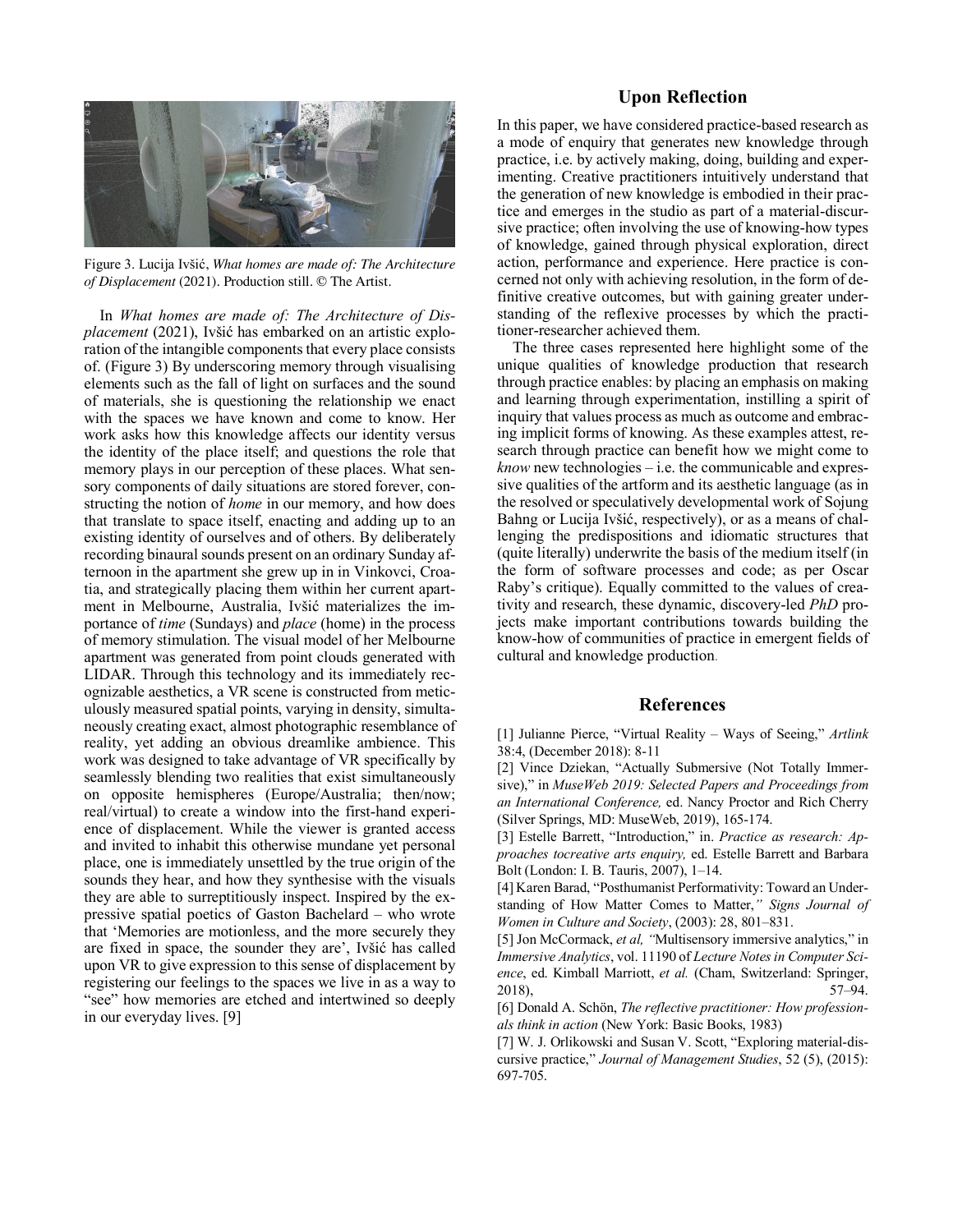Figure 3. Lucija Ivšić, *What homes are made of: The Architecture of Displacement* (2021). Production still. © The Artist.

In *What homes are made of: The Architecture of Displacement* (2021), Ivšić has embarked on an artistic exploration of the intangible components that every place consists of. (Figure 3) By underscoring memory through visualising elements such as the fall of light on surfaces and the sound of materials, she is questioning the relationship we enact with the spaces we have known and come to know. Her work asks how this knowledge affects our identity versus the identity of the place itself; and questions the role that memory plays in our perception of these places. What sensory components of daily situations are stored forever, constructing the notion of *home* in our memory, and how does that translate to space itself, enacting and adding up to an existing identity of ourselves and of others. By deliberately recording binaural sounds present on an ordinary Sunday afternoon in the apartment she grew up in in Vinkovci, Croatia, and strategically placing them within her current apartment in Melbourne, Australia, Ivšić materializes the importance of *time* (Sundays) and *place* (home) in the process of memory stimulation. The visual model of her Melbourne apartment was generated from point clouds generated with LIDAR. Through this technology and its immediately recognizable aesthetics, a VR scene is constructed from meticulously measured spatial points, varying in density, simultaneously creating exact, almost photographic resemblance of reality, yet adding an obvious dreamlike ambience. This work was designed to take advantage of VR specifically by seamlessly blending two realities that exist simultaneously on opposite hemispheres (Europe/Australia; then/now; real/virtual) to create a window into the first-hand experience of displacement. While the viewer is granted access and invited to inhabit this otherwise mundane yet personal place, one is immediately unsettled by the true origin of the sounds they hear, and how they synthesise with the visuals they are able to surreptitiously inspect. Inspired by the expressive spatial poetics of Gaston Bachelard – who wrote that 'Memories are motionless, and the more securely they are fixed in space, the sounder they are', Ivšić has called upon VR to give expression to this sense of displacement by registering our feelings to the spaces we live in as a way to "see" how memories are etched and intertwined so deeply in our everyday lives. [9]

## Upon Reflection

In this paper, we have considered practice-based research as a mode of enquiry that generates new knowledge through practice, i.e. by actively making, doing, building and experimenting. Creative practitioners intuitively understand that the generation of new knowledge is embodied in their practice and emerges in the studio as part of a material-discursive practice; often involving the use of knowing-how types of knowledge, gained through physical exploration, direct action, performance and experience. Here practice is concerned not only with achieving resolution, in the form of definitive creative outcomes, but with gaining greater understanding of the reflexive processes by which the practitioner-researcher achieved them.

The three cases represented here highlight some of the unique qualities of knowledge production that research through practice enables: by placing an emphasis on making and learning through experimentation, instilling a spirit of inquiry that values process as much as outcome and embracing implicit forms of knowing. As these examples attest, research through practice can benefit how we might come to *know* new technologies – i.e. the communicable and expressive qualities of the artform and its aesthetic language (as in the resolved or speculatively developmental work of Sojung Bahng or Lucija Ivšić, respectively), or as a means of challenging the predispositions and idiomatic structures that (quite literally) underwrite the basis of the medium itself (in the form of software processes and code; as per Oscar Raby's critique). Equally committed to the values of creativity and research, these dynamic, discovery-led *PhD* projects make important contributions towards building the know-how of communities of practice in emergent fields of cultural and knowledge production.

## References

[1] Julianne Pierce, "Virtual Reality – Ways of Seeing," *Artlink* 38:4, (December 2018): 8-11

[2] Vince Dziekan, "Actually Submersive (Not Totally Immersive)," in *MuseWeb 2019: Selected Papers and Proceedings from an International Conference,* ed. Nancy Proctor and Rich Cherry (Silver Springs, MD: MuseWeb, 2019), 165-174.

[3] Estelle Barrett, "Introduction," in. *Practice as research: Approaches tocreative arts enquiry,* ed. Estelle Barrett and Barbara Bolt (London: I. B. Tauris, 2007), 1–14.

[4] Karen Barad, "Posthumanist Performativity: Toward an Understanding of How Matter Comes to Matter,*" Signs Journal of Women in Culture and Society*, (2003): 28, 801–831.

[5] Jon McCormack, *et al, "*Multisensory immersive analytics," in *Immersive Analytics*, vol. 11190 of *Lecture Notes in Computer Science*, ed. Kimball Marriott, *et al.* (Cham, Switzerland: Springer, 2018), 57–94.

[6] Donald A. Schön, *The reflective practitioner: How professionals think in action* (New York: Basic Books, 1983)

[7] W. J. Orlikowski and Susan V. Scott, "Exploring material-discursive practice," *Journal of Management Studies*, 52 (5), (2015): 697-705.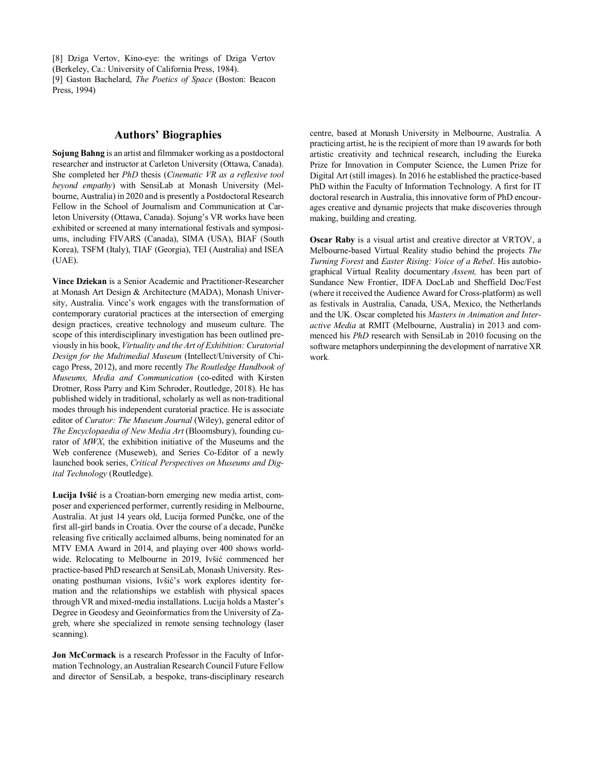[8] Dziga Vertov, Kino-eye: the writings of Dziga Vertov (Berkeley, Ca.: University of California Press, 1984).
[9] Gaston Bachelard, *The Poetics of Space* (Boston: Beacon Press, 1994)

## Authors' Biographies

**Sojung Bahng** is an artist and filmmaker working as a postdoctoral researcher and instructor at Carleton University (Ottawa, Canada). She completed her *PhD* thesis (*Cinematic VR as a reflexive tool beyond empathy*) with SensiLab at Monash University (Melbourne, Australia) in 2020 and is presently a Postdoctoral Research Fellow in the School of Journalism and Communication at Carleton University (Ottawa, Canada). Sojung's VR works have been exhibited or screened at many international festivals and symposiums, including FIVARS (Canada), SIMA (USA), BIAF (South Korea), TSFM (Italy), TIAF (Georgia), TEI (Australia) and ISEA (UAE).

**Vince Dziekan** is a Senior Academic and Practitioner-Researcher at Monash Art Design & Architecture (MADA), Monash University, Australia. Vince's work engages with the transformation of contemporary curatorial practices at the intersection of emerging design practices, creative technology and museum culture. The scope of this interdisciplinary investigation has been outlined previously in his book, *Virtuality and the Art of Exhibition: Curatorial Design for the Multimedial Museum* (Intellect/University of Chicago Press, 2012), and more recently *The Routledge Handbook of Museums, Media and Communication* (co-edited with Kirsten Drotner, Ross Parry and Kim Schroder, Routledge, 2018). He has published widely in traditional, scholarly as well as non-traditional modes through his independent curatorial practice. He is associate editor of *Curator: The Museum Journal* (Wiley), general editor of *The Encyclopaedia of New Media Art* (Bloomsbury), founding curator of *MWX*, the exhibition initiative of the Museums and the Web conference (Museweb), and Series Co-Editor of a newly launched book series, *Critical Perspectives on Museums and Digital Technology* (Routledge).

**Lucija Ivšić** is a Croatian-born emerging new media artist, composer and experienced performer, currently residing in Melbourne, Australia. At just 14 years old, Lucija formed Punčke, one of the first all-girl bands in Croatia. Over the course of a decade, Punčke releasing five critically acclaimed albums, being nominated for an MTV EMA Award in 2014, and playing over 400 shows worldwide. Relocating to Melbourne in 2019, Ivšić commenced her practice-based PhD research at SensiLab, Monash University. Resonating posthuman visions, Ivšić's work explores identity formation and the relationships we establish with physical spaces through VR and mixed-media installations. Lucija holds a Master's Degree in Geodesy and Geoinformatics from the University of Zagreb, where she specialized in remote sensing technology (laser scanning).

**Jon McCormack** is a research Professor in the Faculty of Information Technology, an Australian Research Council Future Fellow and director of SensiLab, a bespoke, trans-disciplinary research centre, based at Monash University in Melbourne, Australia. A practicing artist, he is the recipient of more than 19 awards for both artistic creativity and technical research, including the Eureka Prize for Innovation in Computer Science, the Lumen Prize for Digital Art (still images). In 2016 he established the practice-based PhD within the Faculty of Information Technology. A first for IT doctoral research in Australia, this innovative form of PhD encourages creative and dynamic projects that make discoveries through making, building and creating.

**Oscar Raby** is a visual artist and creative director at VRTOV, a Melbourne-based Virtual Reality studio behind the projects *The Turning Forest* and *Easter Rising: Voice of a Rebel*. His autobiographical Virtual Reality documentary *Assent,* has been part of Sundance New Frontier, IDFA DocLab and Sheffield Doc/Fest (where it received the Audience Award for Cross-platform) as well as festivals in Australia, Canada, USA, Mexico, the Netherlands and the UK. Oscar completed his *Masters in Animation and Interactive Media* at RMIT (Melbourne, Australia) in 2013 and commenced his *PhD* research with SensiLab in 2010 focusing on the software metaphors underpinning the development of narrative XR work.